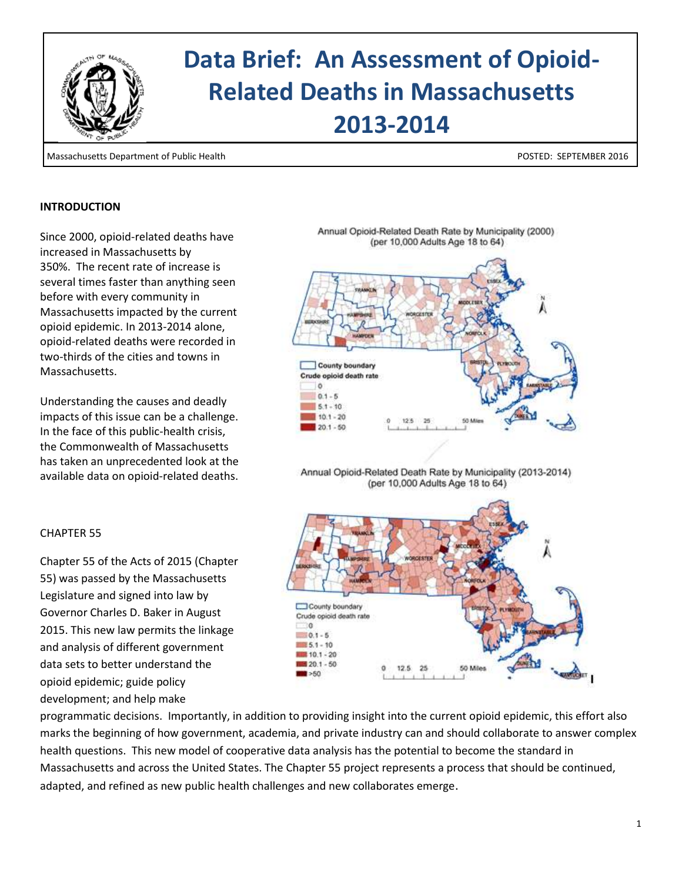# Data Brief: An Assessment of Opioid-Related Deaths in Massachusetts 2013-2014

Massachusetts Department of Public Health

POSTED: SEPTEMBER 2016

## INTRODUCTION

Since 2000, opioid-related deaths have increased in Massachusetts by 350%. The recent rate of increase is several times faster than anything seen before with every community in Massachusetts impacted by the current opioid epidemic. In 2013-2014 alone, opioid-related deaths were recorded in two-thirds of the cities and towns in Massachusetts.

Understanding the causes and deadly impacts of this issue can be a challenge. In the face of this public-health crisis, the Commonwealth of Massachusetts has taken an unprecedented look at the available data on opioid-related deaths.

Annual Opioid-Related Death Rate by Municipality (2000) (per 10,000 Adults Age 18 to 64)

Annual Opioid-Related Death Rate by Municipality (2013-2014) (per 10,000 Adults Age 18 to 64)

## CHAPTER 55

Chapter 55 of the Acts of 2015 (Chapter 55) was passed by the Massachusetts Legislature and signed into law by Governor Charles D. Baker in August 2015. This new law permits the linkage and analysis of different government data sets to better understand the opioid epidemic; guide policy development; and help make programmatic decisions. Importantly, in addition to providing insight into the current opioid epidemic, this effort also marks the beginning of how government, academia, and private industry can and should collaborate to answer complex health questions. This new model of cooperative data analysis has the potential to become the standard in Massachusetts and across the United States. The Chapter 55 project represents a process that should be continued, adapted, and refined as new public health challenges and new collaborates emerge.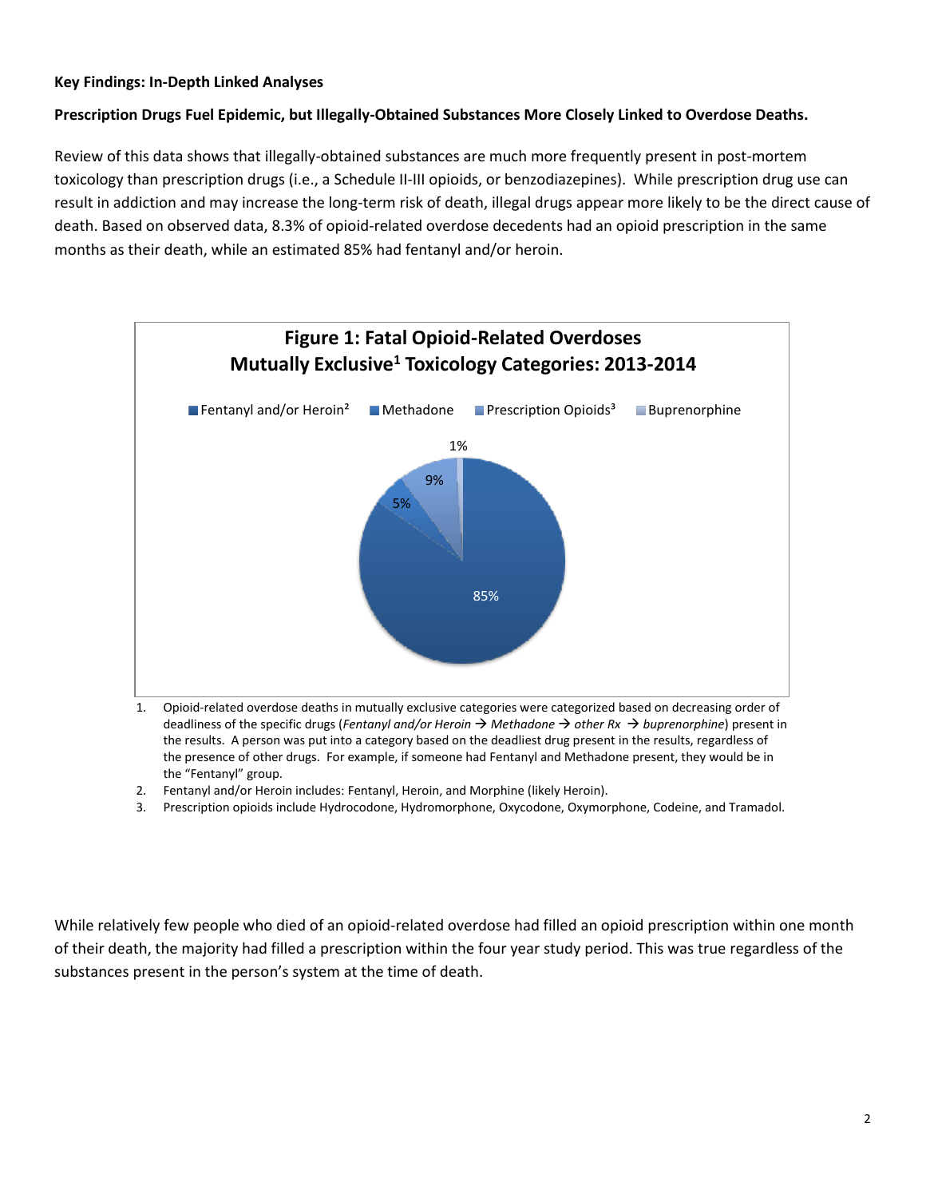**Key Findings: In-Depth Linked Analyses**

**Prescription Drugs Fuel Epidemic, but Illegally-Obtained Substances More Closely Linked to Overdose Deaths.**

Review of this data shows that illegally-obtained substances are much more frequently present in post-mortem toxicology than prescription drugs (i.e., a Schedule II-III opioids, or benzodiazepines). While prescription drug use can result in addiction and may increase the long-term risk of death, illegal drugs appear more likely to be the direct cause of death. Based on observed data, 8.3% of opioid-related overdose decedents had an opioid prescription in the same months as their death, while an estimated 85% had fentanyl and/or heroin.

**Figure 1: Fatal Opioid-Related Overdoses Mutually Exclusive[1] Toxicology Categories: 2013-2014**

| Category | Percent |
|---|---|
| Fentanyl and/or Heroin[2] | 85% |
| Methadone | 5% |
| Prescription Opioids[3] | 9% |
| Buprenorphine | 1% |

1. Opioid-related overdose deaths in mutually exclusive categories were categorized based on decreasing order of deadliness of the specific drugs (*Fentanyl and/or Heroin → Methadone → other Rx → buprenorphine*) present in the results. A person was put into a category based on the deadliest drug present in the results, regardless of the presence of other drugs. For example, if someone had Fentanyl and Methadone present, they would be in the "Fentanyl" group.
2. Fentanyl and/or Heroin includes: Fentanyl, Heroin, and Morphine (likely Heroin).
3. Prescription opioids include Hydrocodone, Hydromorphone, Oxycodone, Oxymorphone, Codeine, and Tramadol.

While relatively few people who died of an opioid-related overdose had filled an opioid prescription within one month of their death, the majority had filled a prescription within the four year study period. This was true regardless of the substances present in the person's system at the time of death.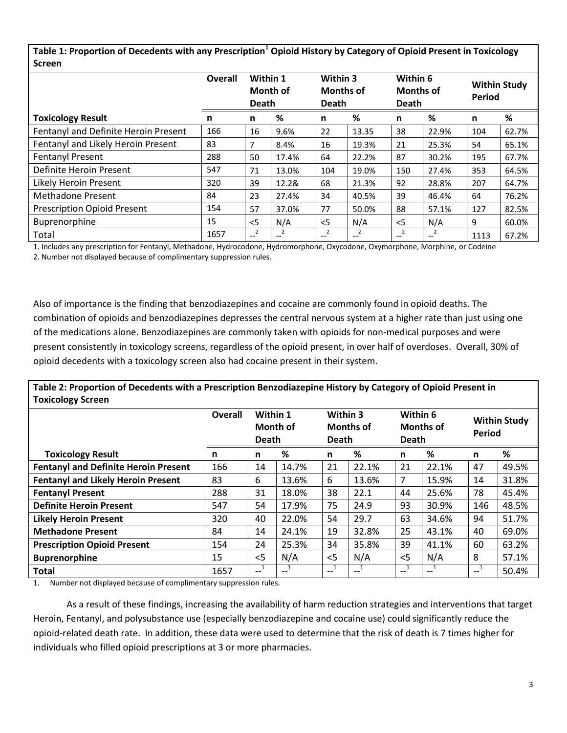**Table 1: Proportion of Decedents with any Prescription[1] Opioid History by Category of Opioid Present in Toxicology Screen**

| | Overall | Within 1 Month of Death | | Within 3 Months of Death | | Within 6 Months of Death | | Within Study Period | |
|---|---|---|---|---|---|---|---|---|---|
| **Toxicology Result** | **n** | **n** | **%** | **n** | **%** | **n** | **%** | **n** | **%** |
| Fentanyl and Definite Heroin Present | 166 | 16 | 9.6% | 22 | 13.35 | 38 | 22.9% | 104 | 62.7% |
| Fentanyl and Likely Heroin Present | 83 | 7 | 8.4% | 16 | 19.3% | 21 | 25.3% | 54 | 65.1% |
| Fentanyl Present | 288 | 50 | 17.4% | 64 | 22.2% | 87 | 30.2% | 195 | 67.7% |
| Definite Heroin Present | 547 | 71 | 13.0% | 104 | 19.0% | 150 | 27.4% | 353 | 64.5% |
| Likely Heroin Present | 320 | 39 | 12.2& | 68 | 21.3% | 92 | 28.8% | 207 | 64.7% |
| Methadone Present | 84 | 23 | 27.4% | 34 | 40.5% | 39 | 46.4% | 64 | 76.2% |
| Prescription Opioid Present | 154 | 57 | 37.0% | 77 | 50.0% | 88 | 57.1% | 127 | 82.5% |
| Buprenorphine | 15 | <5 | N/A | <5 | N/A | <5 | N/A | 9 | 60.0% |
| Total | 1657 | --[2] | --[2] | --[2] | --[2] | --[2] | --[2] | 1113 | 67.2% |

1. Includes any prescription for Fentanyl, Methadone, Hydrocodone, Hydromorphone, Oxycodone, Oxymorphone, Morphine, or Codeine
2. Number not displayed because of complimentary suppression rules.

Also of importance is the finding that benzodiazepines and cocaine are commonly found in opioid deaths. The combination of opioids and benzodiazepines depresses the central nervous system at a higher rate than just using one of the medications alone. Benzodiazepines are commonly taken with opioids for non-medical purposes and were present consistently in toxicology screens, regardless of the opioid present, in over half of overdoses. Overall, 30% of opioid decedents with a toxicology screen also had cocaine present in their system.

**Table 2: Proportion of Decedents with a Prescription Benzodiazepine History by Category of Opioid Present in Toxicology Screen**

| | Overall | Within 1 Month of Death | | Within 3 Months of Death | | Within 6 Months of Death | | Within Study Period | |
|---|---|---|---|---|---|---|---|---|---|
| **Toxicology Result** | **n** | **n** | **%** | **n** | **%** | **n** | **%** | **n** | **%** |
| **Fentanyl and Definite Heroin Present** | 166 | 14 | 14.7% | 21 | 22.1% | 21 | 22.1% | 47 | 49.5% |
| **Fentanyl and Likely Heroin Present** | 83 | 6 | 13.6% | 6 | 13.6% | 7 | 15.9% | 14 | 31.8% |
| **Fentanyl Present** | 288 | 31 | 18.0% | 38 | 22.1 | 44 | 25.6% | 78 | 45.4% |
| **Definite Heroin Present** | 547 | 54 | 17.9% | 75 | 24.9 | 93 | 30.9% | 146 | 48.5% |
| **Likely Heroin Present** | 320 | 40 | 22.0% | 54 | 29.7 | 63 | 34.6% | 94 | 51.7% |
| **Methadone Present** | 84 | 14 | 24.1% | 19 | 32.8% | 25 | 43.1% | 40 | 69.0% |
| **Prescription Opioid Present** | 154 | 24 | 25.3% | 34 | 35.8% | 39 | 41.1% | 60 | 63.2% |
| **Buprenorphine** | 15 | <5 | N/A | <5 | N/A | <5 | N/A | 8 | 57.1% |
| **Total** | 1657 | --[1] | --[1] | --[1] | --[1] | --[1] | --[1] | --[1] | 50.4% |

1. Number not displayed because of complimentary suppression rules.

As a result of these findings, increasing the availability of harm reduction strategies and interventions that target Heroin, Fentanyl, and polysubstance use (especially benzodiazepine and cocaine use) could significantly reduce the opioid-related death rate. In addition, these data were used to determine that the risk of death is 7 times higher for individuals who filled opioid prescriptions at 3 or more pharmacies.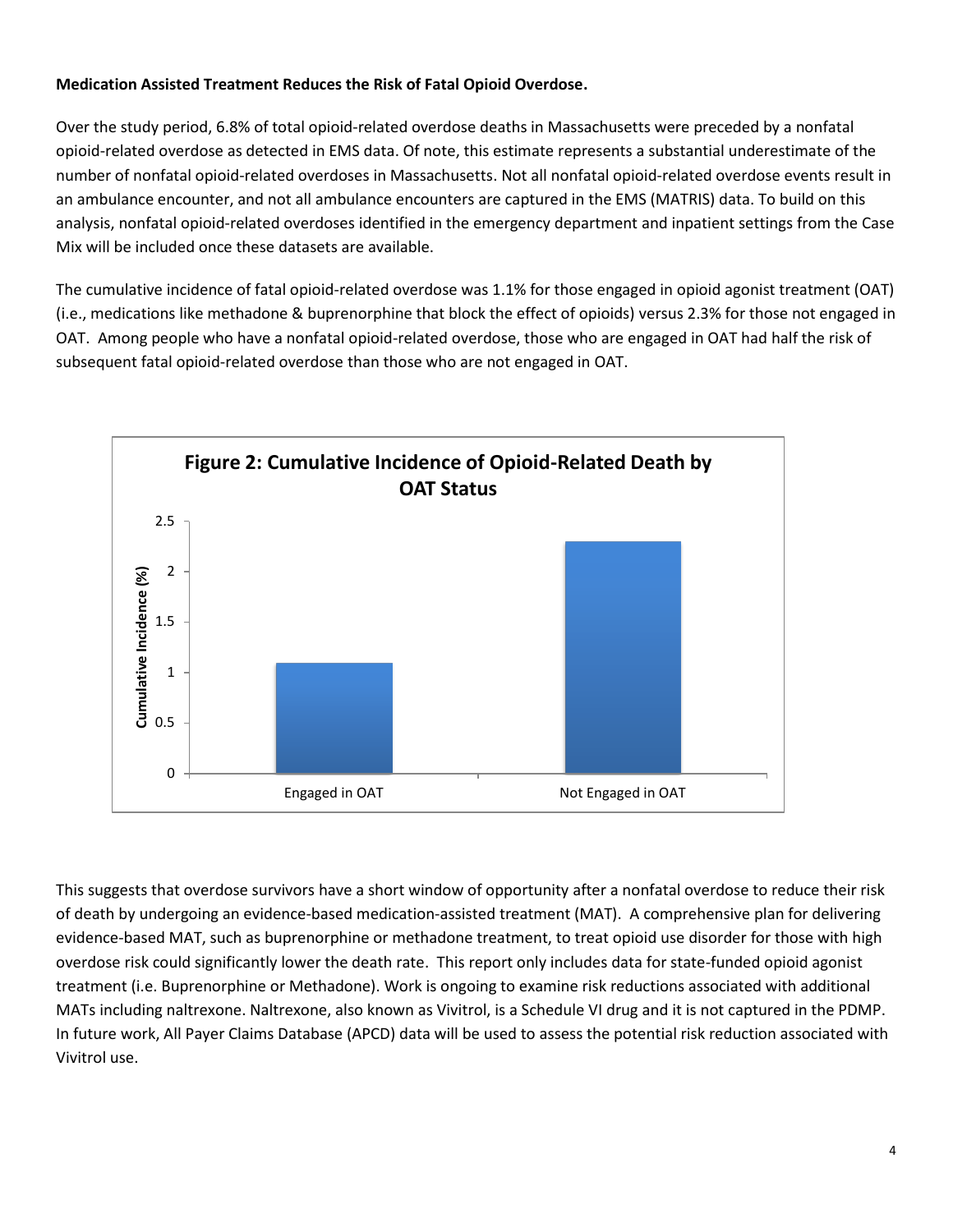**Medication Assisted Treatment Reduces the Risk of Fatal Opioid Overdose.**

Over the study period, 6.8% of total opioid-related overdose deaths in Massachusetts were preceded by a nonfatal opioid-related overdose as detected in EMS data. Of note, this estimate represents a substantial underestimate of the number of nonfatal opioid-related overdoses in Massachusetts. Not all nonfatal opioid-related overdose events result in an ambulance encounter, and not all ambulance encounters are captured in the EMS (MATRIS) data. To build on this analysis, nonfatal opioid-related overdoses identified in the emergency department and inpatient settings from the Case Mix will be included once these datasets are available.

The cumulative incidence of fatal opioid-related overdose was 1.1% for those engaged in opioid agonist treatment (OAT) (i.e., medications like methadone & buprenorphine that block the effect of opioids) versus 2.3% for those not engaged in OAT. Among people who have a nonfatal opioid-related overdose, those who are engaged in OAT had half the risk of subsequent fatal opioid-related overdose than those who are not engaged in OAT.

**Figure 2: Cumulative Incidence of Opioid-Related Death by OAT Status**

| OAT Status | Cumulative Incidence (%) |
|---|---|
| Engaged in OAT | 1.1 |
| Not Engaged in OAT | 2.3 |

This suggests that overdose survivors have a short window of opportunity after a nonfatal overdose to reduce their risk of death by undergoing an evidence-based medication-assisted treatment (MAT). A comprehensive plan for delivering evidence-based MAT, such as buprenorphine or methadone treatment, to treat opioid use disorder for those with high overdose risk could significantly lower the death rate. This report only includes data for state-funded opioid agonist treatment (i.e. Buprenorphine or Methadone). Work is ongoing to examine risk reductions associated with additional MATs including naltrexone. Naltrexone, also known as Vivitrol, is a Schedule VI drug and it is not captured in the PDMP. In future work, All Payer Claims Database (APCD) data will be used to assess the potential risk reduction associated with Vivitrol use.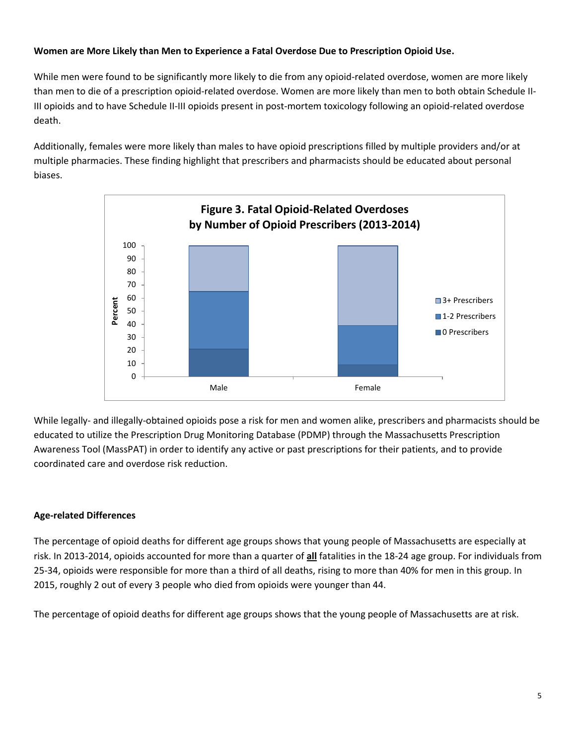**Women are More Likely than Men to Experience a Fatal Overdose Due to Prescription Opioid Use.**

While men were found to be significantly more likely to die from any opioid-related overdose, women are more likely than men to die of a prescription opioid-related overdose. Women are more likely than men to both obtain Schedule II-III opioids and to have Schedule II-III opioids present in post-mortem toxicology following an opioid-related overdose death.

Additionally, females were more likely than males to have opioid prescriptions filled by multiple providers and/or at multiple pharmacies. These finding highlight that prescribers and pharmacists should be educated about personal biases.

**Figure 3. Fatal Opioid-Related Overdoses by Number of Opioid Prescribers (2013-2014)**

While legally- and illegally-obtained opioids pose a risk for men and women alike, prescribers and pharmacists should be educated to utilize the Prescription Drug Monitoring Database (PDMP) through the Massachusetts Prescription Awareness Tool (MassPAT) in order to identify any active or past prescriptions for their patients, and to provide coordinated care and overdose risk reduction.

**Age-related Differences**

The percentage of opioid deaths for different age groups shows that young people of Massachusetts are especially at risk. In 2013-2014, opioids accounted for more than a quarter of **all** fatalities in the 18-24 age group. For individuals from 25-34, opioids were responsible for more than a third of all deaths, rising to more than 40% for men in this group. In 2015, roughly 2 out of every 3 people who died from opioids were younger than 44.

The percentage of opioid deaths for different age groups shows that the young people of Massachusetts are at risk.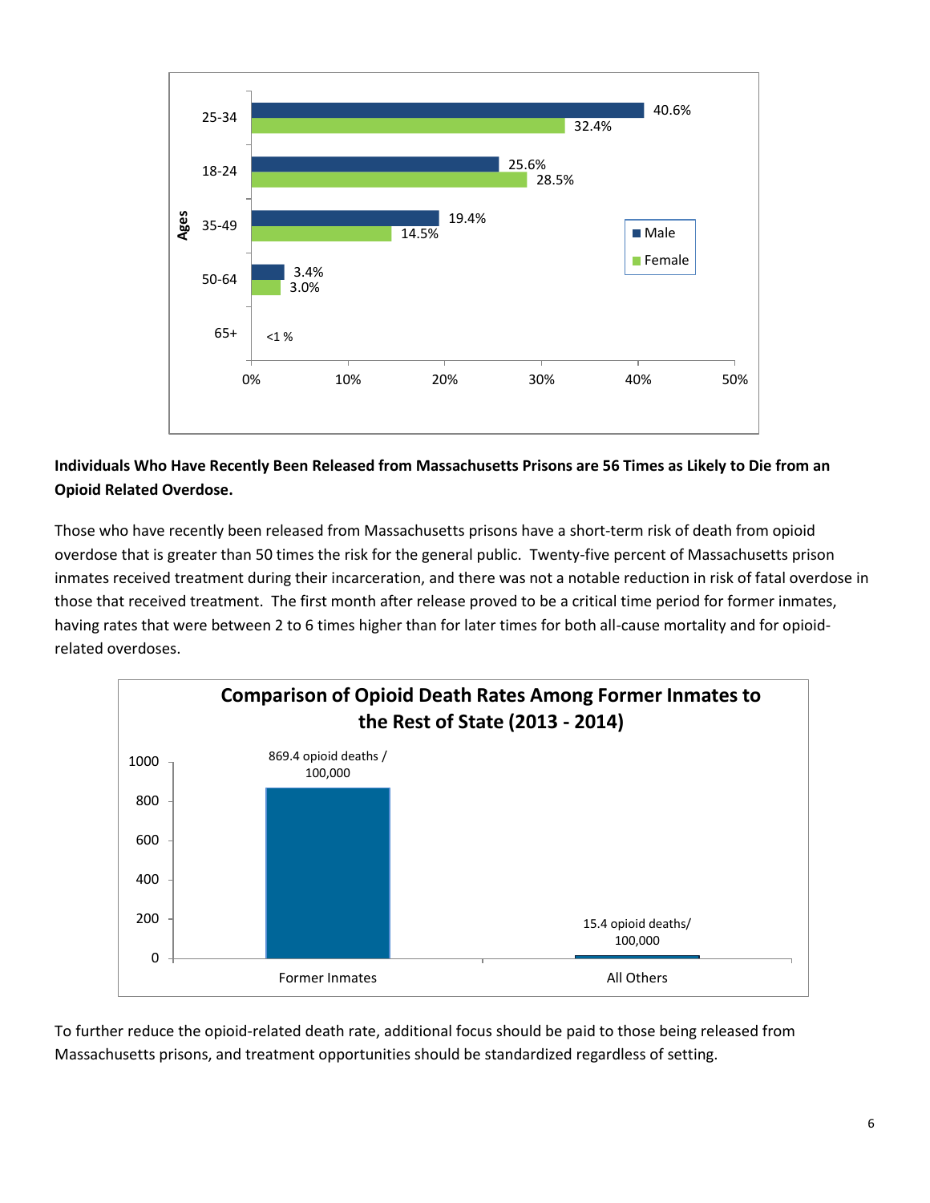Ages

25-34

40.6%

32.4%

18-24

25.6%

28.5%

35-49

19.4%

14.5%

50-64

3.4%

3.0%

65+

<1 %

Male

Female

0%
10%
20%
30%
40%
50%

**Individuals Who Have Recently Been Released from Massachusetts Prisons are 56 Times as Likely to Die from an Opioid Related Overdose.**

Those who have recently been released from Massachusetts prisons have a short-term risk of death from opioid overdose that is greater than 50 times the risk for the general public. Twenty-five percent of Massachusetts prison inmates received treatment during their incarceration, and there was not a notable reduction in risk of fatal overdose in those that received treatment. The first month after release proved to be a critical time period for former inmates, having rates that were between 2 to 6 times higher than for later times for both all-cause mortality and for opioid-related overdoses.

**Comparison of Opioid Death Rates Among Former Inmates to the Rest of State (2013 - 2014)**

1000
800
600
400
200
0

869.4 opioid deaths / 100,000

15.4 opioid deaths/ 100,000

Former Inmates

All Others

To further reduce the opioid-related death rate, additional focus should be paid to those being released from Massachusetts prisons, and treatment opportunities should be standardized regardless of setting.